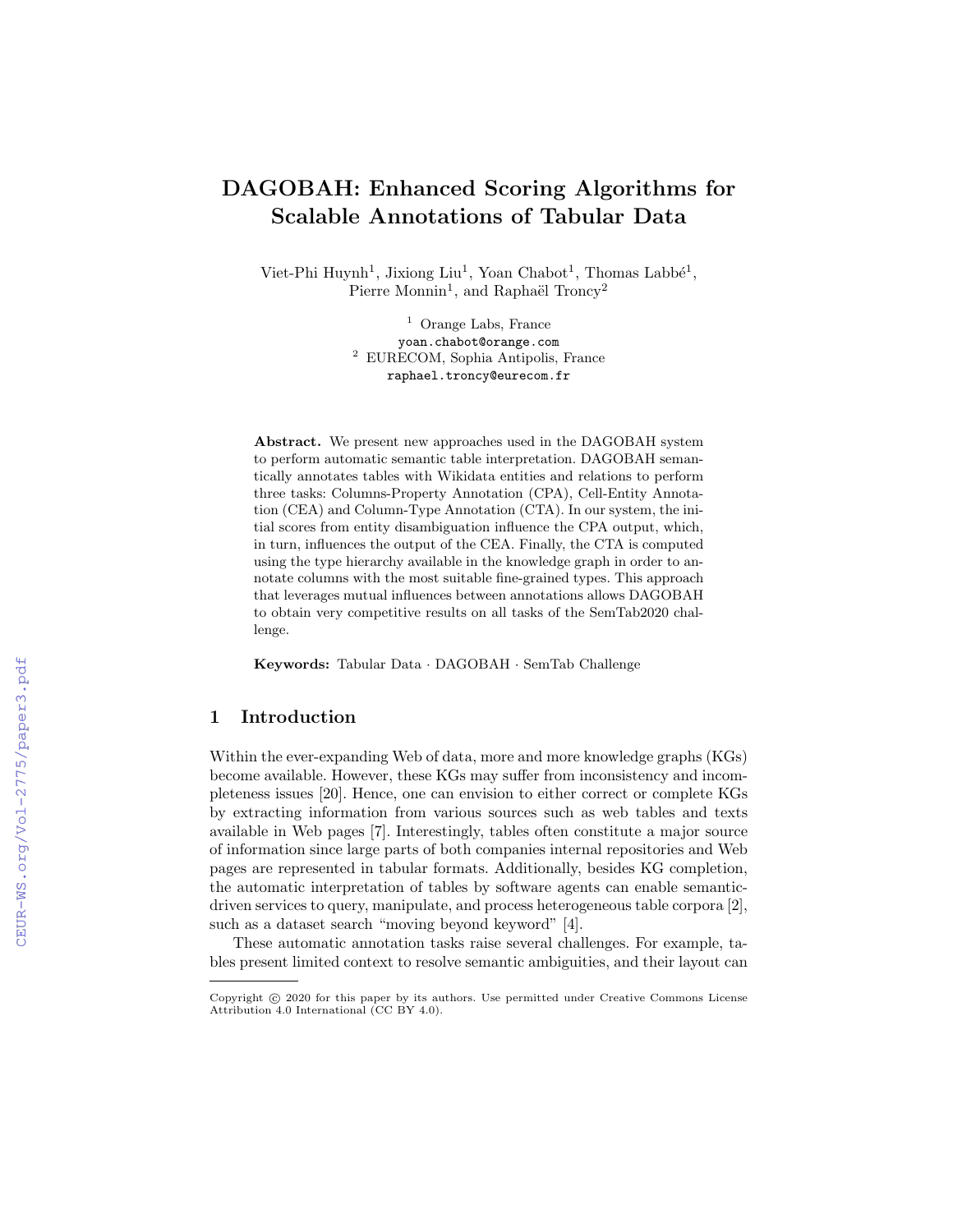# DAGOBAH: Enhanced Scoring Algorithms for Scalable Annotations of Tabular Data

Viet-Phi Huynh[1], Jixiong Liu[1], Yoan Chabot[1], Thomas Labbé[1], Pierre Monnin[1], and Raphaël Troncy[2]

[1] Orange Labs, France
yoan.chabot@orange.com
[2] EURECOM, Sophia Antipolis, France
raphael.troncy@eurecom.fr

**Abstract.** We present new approaches used in the DAGOBAH system to perform automatic semantic table interpretation. DAGOBAH semantically annotates tables with Wikidata entities and relations to perform three tasks: Columns-Property Annotation (CPA), Cell-Entity Annotation (CEA) and Column-Type Annotation (CTA). In our system, the initial scores from entity disambiguation influence the CPA output, which, in turn, influences the output of the CEA. Finally, the CTA is computed using the type hierarchy available in the knowledge graph in order to annotate columns with the most suitable fine-grained types. This approach that leverages mutual influences between annotations allows DAGOBAH to obtain very competitive results on all tasks of the SemTab2020 challenge.

**Keywords:** Tabular Data · DAGOBAH · SemTab Challenge

## 1 Introduction

Within the ever-expanding Web of data, more and more knowledge graphs (KGs) become available. However, these KGs may suffer from inconsistency and incompleteness issues [20]. Hence, one can envision to either correct or complete KGs by extracting information from various sources such as web tables and texts available in Web pages [7]. Interestingly, tables often constitute a major source of information since large parts of both companies internal repositories and Web pages are represented in tabular formats. Additionally, besides KG completion, the automatic interpretation of tables by software agents can enable semantic-driven services to query, manipulate, and process heterogeneous table corpora [2], such as a dataset search "moving beyond keyword" [4].

These automatic annotation tasks raise several challenges. For example, tables present limited context to resolve semantic ambiguities, and their layout can

Copyright © 2020 for this paper by its authors. Use permitted under Creative Commons License Attribution 4.0 International (CC BY 4.0).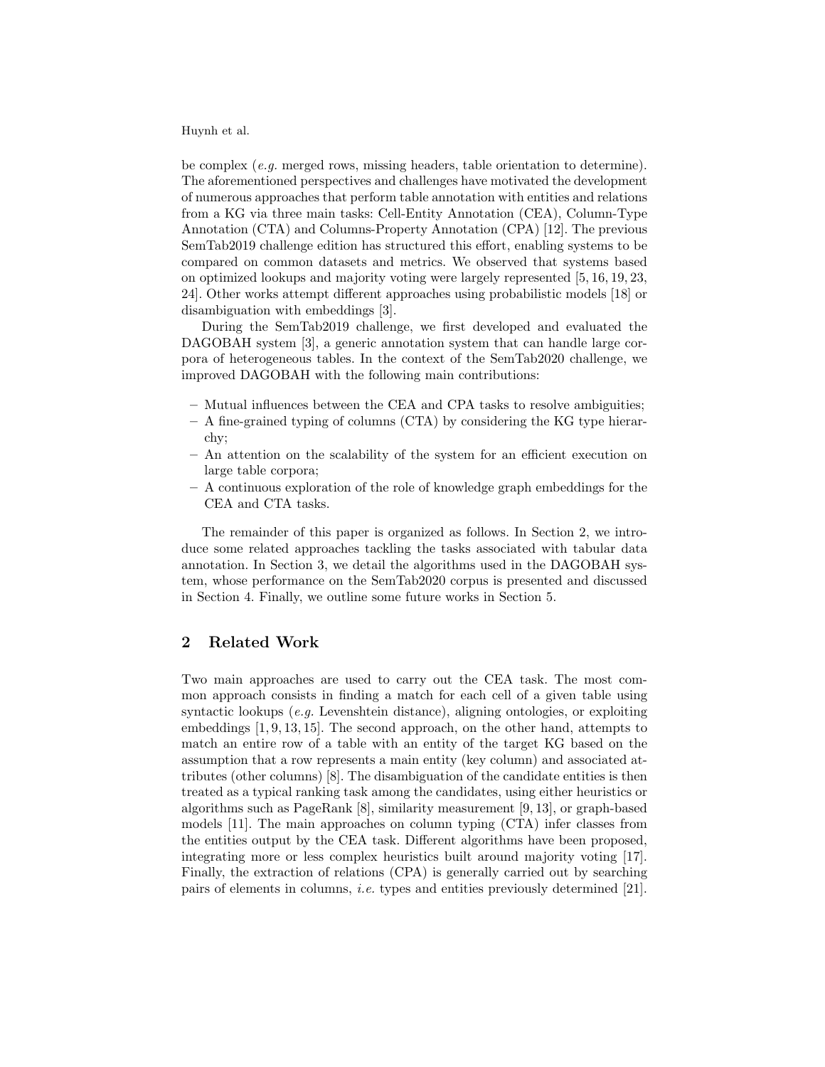be complex (*e.g.* merged rows, missing headers, table orientation to determine). The aforementioned perspectives and challenges have motivated the development of numerous approaches that perform table annotation with entities and relations from a KG via three main tasks: Cell-Entity Annotation (CEA), Column-Type Annotation (CTA) and Columns-Property Annotation (CPA) [12]. The previous SemTab2019 challenge edition has structured this effort, enabling systems to be compared on common datasets and metrics. We observed that systems based on optimized lookups and majority voting were largely represented [5, 16, 19, 23, 24]. Other works attempt different approaches using probabilistic models [18] or disambiguation with embeddings [3].

During the SemTab2019 challenge, we first developed and evaluated the DAGOBAH system [3], a generic annotation system that can handle large corpora of heterogeneous tables. In the context of the SemTab2020 challenge, we improved DAGOBAH with the following main contributions:

- Mutual influences between the CEA and CPA tasks to resolve ambiguities;
- A fine-grained typing of columns (CTA) by considering the KG type hierarchy;
- An attention on the scalability of the system for an efficient execution on large table corpora;
- A continuous exploration of the role of knowledge graph embeddings for the CEA and CTA tasks.

The remainder of this paper is organized as follows. In Section 2, we introduce some related approaches tackling the tasks associated with tabular data annotation. In Section 3, we detail the algorithms used in the DAGOBAH system, whose performance on the SemTab2020 corpus is presented and discussed in Section 4. Finally, we outline some future works in Section 5.

## 2 Related Work

Two main approaches are used to carry out the CEA task. The most common approach consists in finding a match for each cell of a given table using syntactic lookups (*e.g.* Levenshtein distance), aligning ontologies, or exploiting embeddings [1, 9, 13, 15]. The second approach, on the other hand, attempts to match an entire row of a table with an entity of the target KG based on the assumption that a row represents a main entity (key column) and associated attributes (other columns) [8]. The disambiguation of the candidate entities is then treated as a typical ranking task among the candidates, using either heuristics or algorithms such as PageRank [8], similarity measurement [9, 13], or graph-based models [11]. The main approaches on column typing (CTA) infer classes from the entities output by the CEA task. Different algorithms have been proposed, integrating more or less complex heuristics built around majority voting [17]. Finally, the extraction of relations (CPA) is generally carried out by searching pairs of elements in columns, *i.e.* types and entities previously determined [21].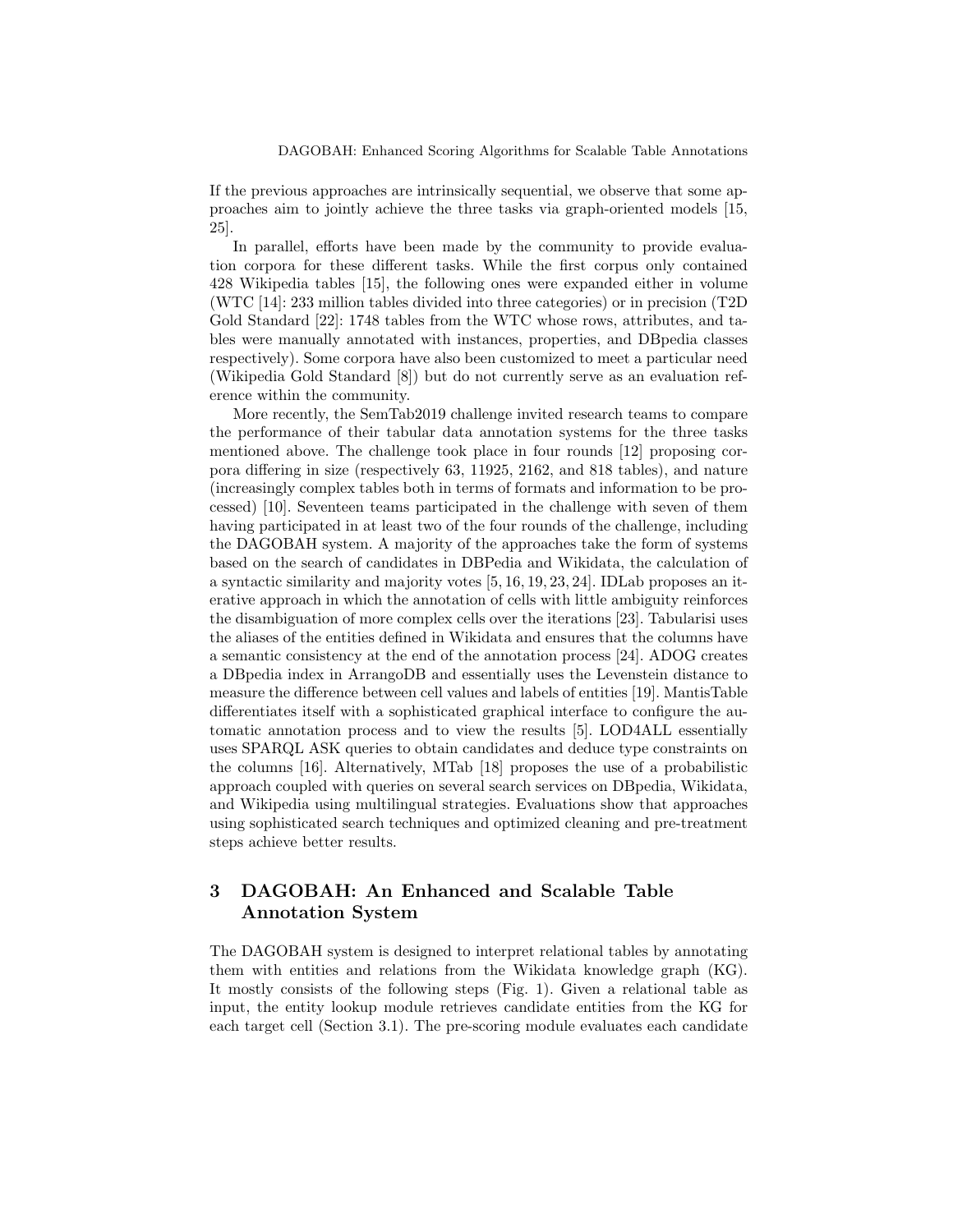If the previous approaches are intrinsically sequential, we observe that some approaches aim to jointly achieve the three tasks via graph-oriented models [15, 25].

In parallel, efforts have been made by the community to provide evaluation corpora for these different tasks. While the first corpus only contained 428 Wikipedia tables [15], the following ones were expanded either in volume (WTC [14]: 233 million tables divided into three categories) or in precision (T2D Gold Standard [22]: 1748 tables from the WTC whose rows, attributes, and tables were manually annotated with instances, properties, and DBpedia classes respectively). Some corpora have also been customized to meet a particular need (Wikipedia Gold Standard [8]) but do not currently serve as an evaluation reference within the community.

More recently, the SemTab2019 challenge invited research teams to compare the performance of their tabular data annotation systems for the three tasks mentioned above. The challenge took place in four rounds [12] proposing corpora differing in size (respectively 63, 11925, 2162, and 818 tables), and nature (increasingly complex tables both in terms of formats and information to be processed) [10]. Seventeen teams participated in the challenge with seven of them having participated in at least two of the four rounds of the challenge, including the DAGOBAH system. A majority of the approaches take the form of systems based on the search of candidates in DBPedia and Wikidata, the calculation of a syntactic similarity and majority votes [5, 16, 19, 23, 24]. IDLab proposes an iterative approach in which the annotation of cells with little ambiguity reinforces the disambiguation of more complex cells over the iterations [23]. Tabularisi uses the aliases of the entities defined in Wikidata and ensures that the columns have a semantic consistency at the end of the annotation process [24]. ADOG creates a DBpedia index in ArrangoDB and essentially uses the Levenstein distance to measure the difference between cell values and labels of entities [19]. MantisTable differentiates itself with a sophisticated graphical interface to configure the automatic annotation process and to view the results [5]. LOD4ALL essentially uses SPARQL ASK queries to obtain candidates and deduce type constraints on the columns [16]. Alternatively, MTab [18] proposes the use of a probabilistic approach coupled with queries on several search services on DBpedia, Wikidata, and Wikipedia using multilingual strategies. Evaluations show that approaches using sophisticated search techniques and optimized cleaning and pre-treatment steps achieve better results.

## 3 DAGOBAH: An Enhanced and Scalable Table Annotation System

The DAGOBAH system is designed to interpret relational tables by annotating them with entities and relations from the Wikidata knowledge graph (KG). It mostly consists of the following steps (Fig. 1). Given a relational table as input, the entity lookup module retrieves candidate entities from the KG for each target cell (Section 3.1). The pre-scoring module evaluates each candidate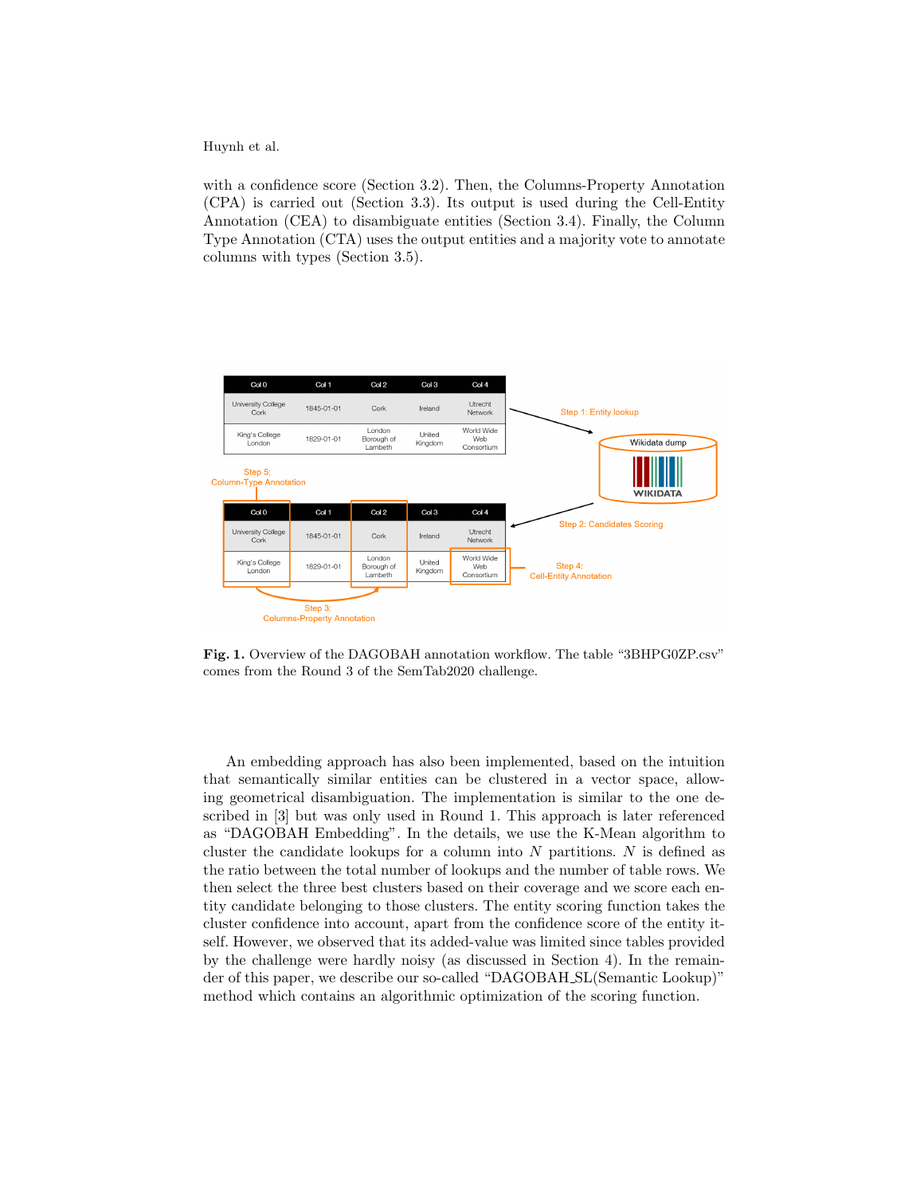with a confidence score (Section 3.2). Then, the Columns-Property Annotation (CPA) is carried out (Section 3.3). Its output is used during the Cell-Entity Annotation (CEA) to disambiguate entities (Section 3.4). Finally, the Column Type Annotation (CTA) uses the output entities and a majority vote to annotate columns with types (Section 3.5).

**Fig. 1.** Overview of the DAGOBAH annotation workflow. The table "3BHPG0ZP.csv" comes from the Round 3 of the SemTab2020 challenge.

An embedding approach has also been implemented, based on the intuition that semantically similar entities can be clustered in a vector space, allowing geometrical disambiguation. The implementation is similar to the one described in [3] but was only used in Round 1. This approach is later referenced as "DAGOBAH Embedding". In the details, we use the K-Mean algorithm to cluster the candidate lookups for a column into $N$ partitions. $N$ is defined as the ratio between the total number of lookups and the number of table rows. We then select the three best clusters based on their coverage and we score each entity candidate belonging to those clusters. The entity scoring function takes the cluster confidence into account, apart from the confidence score of the entity itself. However, we observed that its added-value was limited since tables provided by the challenge were hardly noisy (as discussed in Section 4). In the remainder of this paper, we describe our so-called "DAGOBAH_SL(Semantic Lookup)" method which contains an algorithmic optimization of the scoring function.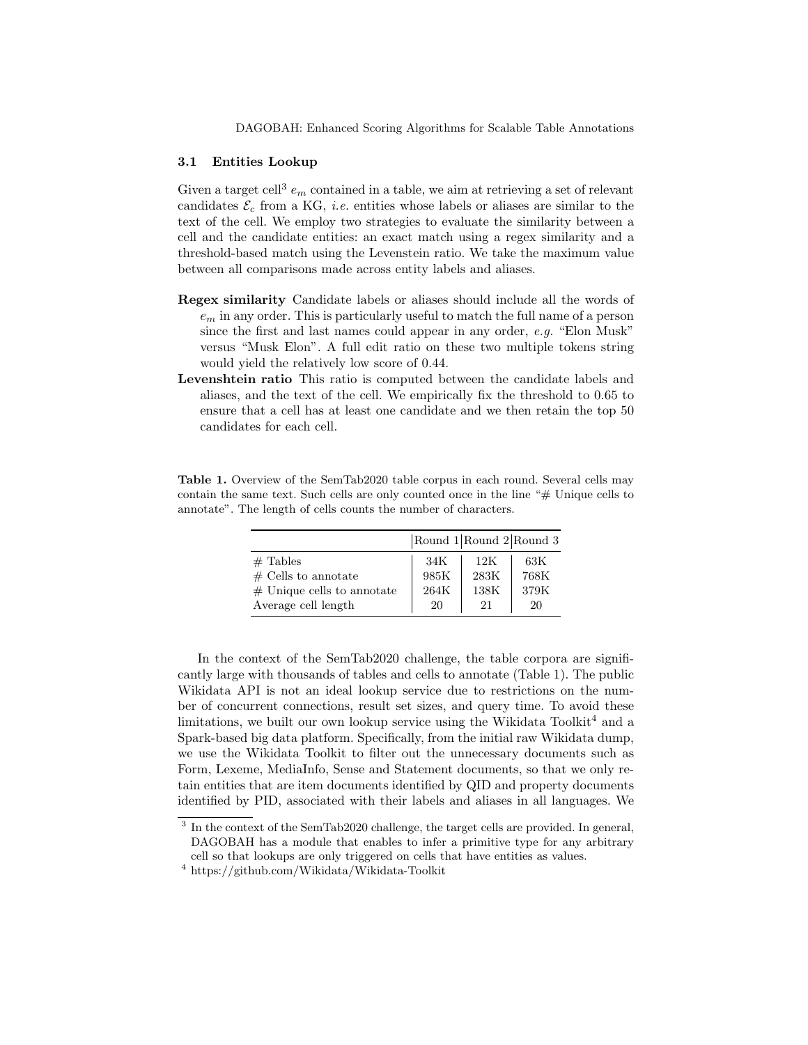### 3.1 Entities Lookup

Given a target cell[3] $e_m$ contained in a table, we aim at retrieving a set of relevant candidates $\mathcal{E}_c$ from a KG, *i.e.* entities whose labels or aliases are similar to the text of the cell. We employ two strategies to evaluate the similarity between a cell and the candidate entities: an exact match using a regex similarity and a threshold-based match using the Levenstein ratio. We take the maximum value between all comparisons made across entity labels and aliases.

- **Regex similarity** Candidate labels or aliases should include all the words of $e_m$ in any order. This is particularly useful to match the full name of a person since the first and last names could appear in any order, *e.g.* "Elon Musk" versus "Musk Elon". A full edit ratio on these two multiple tokens string would yield the relatively low score of 0.44.
- **Levenshtein ratio** This ratio is computed between the candidate labels and aliases, and the text of the cell. We empirically fix the threshold to 0.65 to ensure that a cell has at least one candidate and we then retain the top 50 candidates for each cell.

**Table 1.** Overview of the SemTab2020 table corpus in each round. Several cells may contain the same text. Such cells are only counted once in the line "# Unique cells to annotate". The length of cells counts the number of characters.

| | Round 1 | Round 2 | Round 3 |
|---|---|---|---|
| # Tables | 34K | 12K | 63K |
| # Cells to annotate | 985K | 283K | 768K |
| # Unique cells to annotate | 264K | 138K | 379K |
| Average cell length | 20 | 21 | 20 |

In the context of the SemTab2020 challenge, the table corpora are significantly large with thousands of tables and cells to annotate (Table 1). The public Wikidata API is not an ideal lookup service due to restrictions on the number of concurrent connections, result set sizes, and query time. To avoid these limitations, we built our own lookup service using the Wikidata Toolkit[4] and a Spark-based big data platform. Specifically, from the initial raw Wikidata dump, we use the Wikidata Toolkit to filter out the unnecessary documents such as Form, Lexeme, MediaInfo, Sense and Statement documents, so that we only retain entities that are item documents identified by QID and property documents identified by PID, associated with their labels and aliases in all languages. We

[3] In the context of the SemTab2020 challenge, the target cells are provided. In general, DAGOBAH has a module that enables to infer a primitive type for any arbitrary cell so that lookups are only triggered on cells that have entities as values.

[4] https://github.com/Wikidata/Wikidata-Toolkit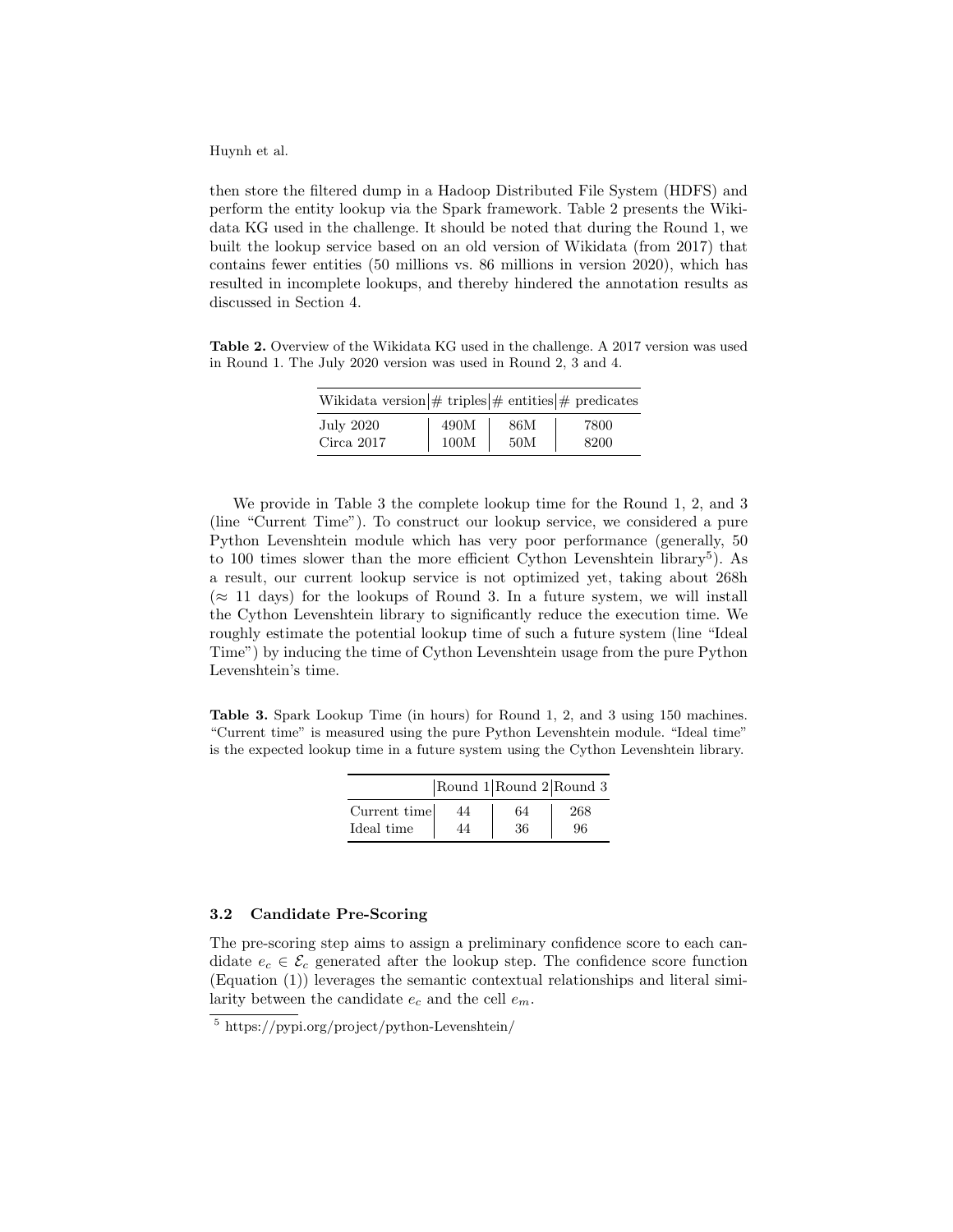then store the filtered dump in a Hadoop Distributed File System (HDFS) and perform the entity lookup via the Spark framework. Table 2 presents the Wikidata KG used in the challenge. It should be noted that during the Round 1, we built the lookup service based on an old version of Wikidata (from 2017) that contains fewer entities (50 millions vs. 86 millions in version 2020), which has resulted in incomplete lookups, and thereby hindered the annotation results as discussed in Section 4.

**Table 2.** Overview of the Wikidata KG used in the challenge. A 2017 version was used in Round 1. The July 2020 version was used in Round 2, 3 and 4.

| Wikidata version | # triples | # entities | # predicates |
| --- | --- | --- | --- |
| July 2020 | 490M | 86M | 7800 |
| Circa 2017 | 100M | 50M | 8200 |

We provide in Table 3 the complete lookup time for the Round 1, 2, and 3 (line "Current Time"). To construct our lookup service, we considered a pure Python Levenshtein module which has very poor performance (generally, 50 to 100 times slower than the more efficient Cython Levenshtein library[5]). As a result, our current lookup service is not optimized yet, taking about 268h ($\approx$ 11 days) for the lookups of Round 3. In a future system, we will install the Cython Levenshtein library to significantly reduce the execution time. We roughly estimate the potential lookup time of such a future system (line "Ideal Time") by inducing the time of Cython Levenshtein usage from the pure Python Levenshtein's time.

**Table 3.** Spark Lookup Time (in hours) for Round 1, 2, and 3 using 150 machines. "Current time" is measured using the pure Python Levenshtein module. "Ideal time" is the expected lookup time in a future system using the Cython Levenshtein library.

| | Round 1 | Round 2 | Round 3 |
| --- | --- | --- | --- |
| Current time | 44 | 64 | 268 |
| Ideal time | 44 | 36 | 96 |

### 3.2 Candidate Pre-Scoring

The pre-scoring step aims to assign a preliminary confidence score to each candidate $e_c \in \mathcal{E}_c$ generated after the lookup step. The confidence score function (Equation (1)) leverages the semantic contextual relationships and literal similarity between the candidate $e_c$ and the cell $e_m$.

[5] https://pypi.org/project/python-Levenshtein/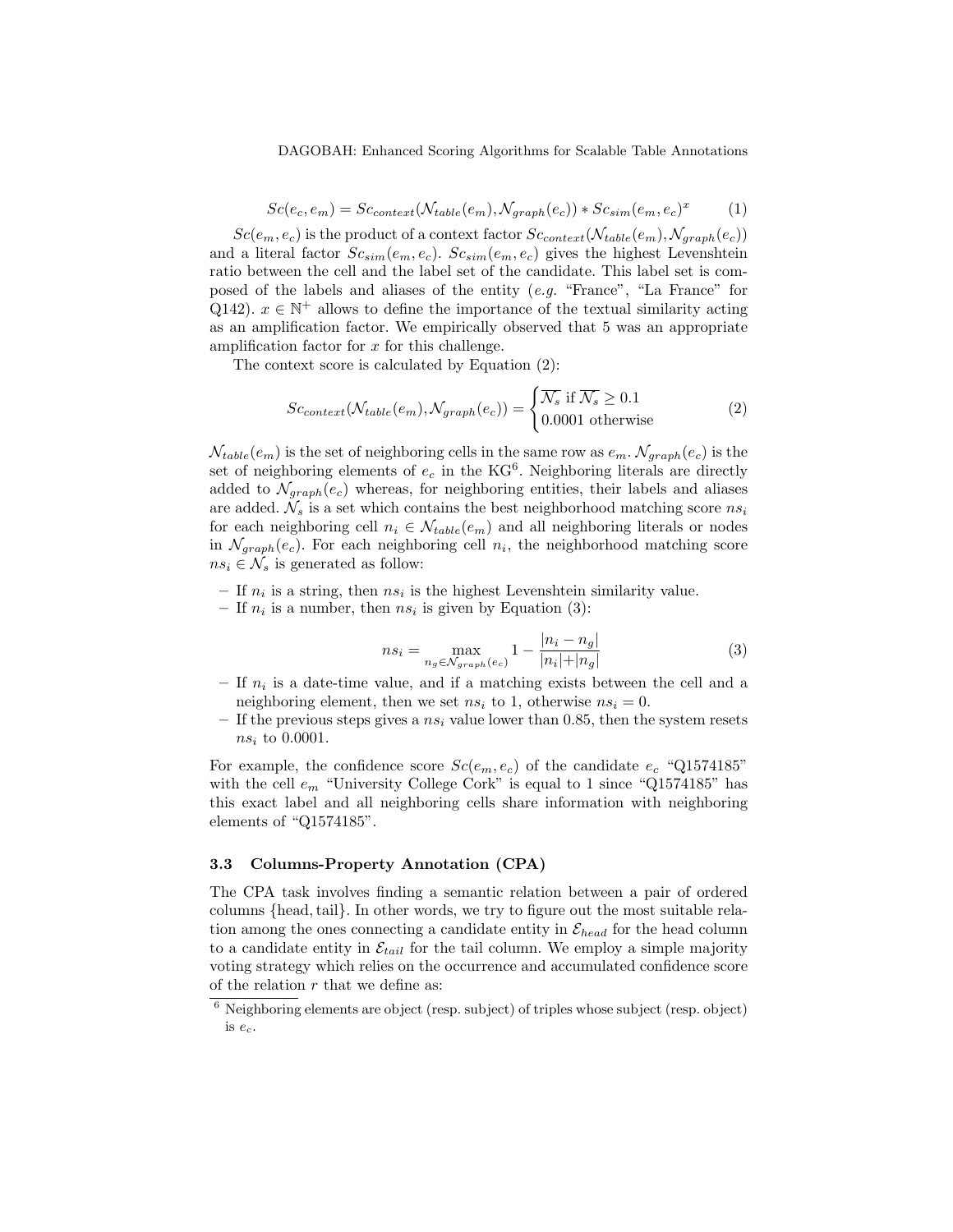$$Sc(e_c, e_m) = Sc_{context}(\mathcal{N}_{table}(e_m), \mathcal{N}_{graph}(e_c)) * Sc_{sim}(e_m, e_c)^x \tag{1}$$

$Sc(e_m, e_c)$ is the product of a context factor $Sc_{context}(\mathcal{N}_{table}(e_m), \mathcal{N}_{graph}(e_c))$ and a literal factor $Sc_{sim}(e_m, e_c)$. $Sc_{sim}(e_m, e_c)$ gives the highest Levenshtein ratio between the cell and the label set of the candidate. This label set is composed of the labels and aliases of the entity (*e.g.* "France", "La France" for Q142). $x \in \mathbb{N}^+$ allows to define the importance of the textual similarity acting as an amplification factor. We empirically observed that 5 was an appropriate amplification factor for $x$ for this challenge.

The context score is calculated by Equation (2):

$$Sc_{context}(\mathcal{N}_{table}(e_m), \mathcal{N}_{graph}(e_c)) = \begin{cases} \overline{\mathcal{N}_s} \text{ if } \overline{\mathcal{N}_s} \geq 0.1 \\ 0.0001 \text{ otherwise} \end{cases} \tag{2}$$

$\mathcal{N}_{table}(e_m)$ is the set of neighboring cells in the same row as $e_m$. $\mathcal{N}_{graph}(e_c)$ is the set of neighboring elements of $e_c$ in the KG[6]. Neighboring literals are directly added to $\mathcal{N}_{graph}(e_c)$ whereas, for neighboring entities, their labels and aliases are added. $\mathcal{N}_s$ is a set which contains the best neighborhood matching score $ns_i$ for each neighboring cell $n_i \in \mathcal{N}_{table}(e_m)$ and all neighboring literals or nodes in $\mathcal{N}_{graph}(e_c)$. For each neighboring cell $n_i$, the neighborhood matching score $ns_i \in \mathcal{N}_s$ is generated as follow:

- If $n_i$ is a string, then $ns_i$ is the highest Levenshtein similarity value.
- If $n_i$ is a number, then $ns_i$ is given by Equation (3):

$$ns_i = \max_{n_g \in \mathcal{N}_{graph}(e_c)} 1 - \frac{|n_i - n_g|}{|n_i| + |n_g|} \tag{3}$$

- If $n_i$ is a date-time value, and if a matching exists between the cell and a neighboring element, then we set $ns_i$ to 1, otherwise $ns_i = 0$.
- If the previous steps gives a $ns_i$ value lower than 0.85, then the system resets $ns_i$ to 0.0001.

For example, the confidence score $Sc(e_m, e_c)$ of the candidate $e_c$ "Q1574185" with the cell $e_m$ "University College Cork" is equal to 1 since "Q1574185" has this exact label and all neighboring cells share information with neighboring elements of "Q1574185".

### 3.3 Columns-Property Annotation (CPA)

The CPA task involves finding a semantic relation between a pair of ordered columns {head, tail}. In other words, we try to figure out the most suitable relation among the ones connecting a candidate entity in $\mathcal{E}_{head}$ for the head column to a candidate entity in $\mathcal{E}_{tail}$ for the tail column. We employ a simple majority voting strategy which relies on the occurrence and accumulated confidence score of the relation $r$ that we define as:

[6] Neighboring elements are object (resp. subject) of triples whose subject (resp. object) is $e_c$.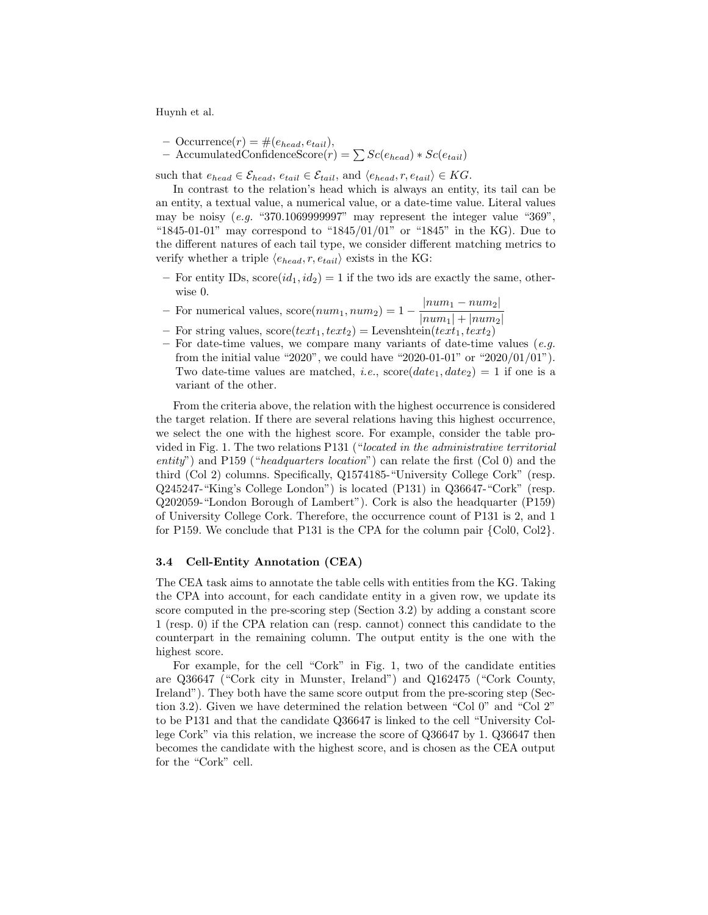- Occurrence$(r) = \#(e_{head}, e_{tail})$,
- AccumulatedConfidenceScore$(r) = \sum Sc(e_{head}) * Sc(e_{tail})$

such that $e_{head} \in \mathcal{E}_{head}$, $e_{tail} \in \mathcal{E}_{tail}$, and $\langle e_{head}, r, e_{tail} \rangle \in KG$.

In contrast to the relation's head which is always an entity, its tail can be an entity, a textual value, a numerical value, or a date-time value. Literal values may be noisy (*e.g.* "370.1069999997" may represent the integer value "369", "1845-01-01" may correspond to "1845/01/01" or "1845" in the KG). Due to the different natures of each tail type, we consider different matching metrics to verify whether a triple $\langle e_{head}, r, e_{tail} \rangle$ exists in the KG:

- For entity IDs, score$(id_1, id_2) = 1$ if the two ids are exactly the same, otherwise 0.
- For numerical values, score$(num_1, num_2) = 1 - \dfrac{|num_1 - num_2|}{|num_1| + |num_2|}$
- For string values, score$(text_1, text_2) = $ Levenshtein$(text_1, text_2)$
- For date-time values, we compare many variants of date-time values (*e.g.* from the initial value "2020", we could have "2020-01-01" or "2020/01/01"). Two date-time values are matched, *i.e.*, score$(date_1, date_2) = 1$ if one is a variant of the other.

From the criteria above, the relation with the highest occurrence is considered the target relation. If there are several relations having this highest occurrence, we select the one with the highest score. For example, consider the table provided in Fig. 1. The two relations P131 ("*located in the administrative territorial entity*") and P159 ("*headquarters location*") can relate the first (Col 0) and the third (Col 2) columns. Specifically, Q1574185-"University College Cork" (resp. Q245247-"King's College London") is located (P131) in Q36647-"Cork" (resp. Q202059-"London Borough of Lambert"). Cork is also the headquarter (P159) of University College Cork. Therefore, the occurrence count of P131 is 2, and 1 for P159. We conclude that P131 is the CPA for the column pair {Col0, Col2}.

### 3.4 Cell-Entity Annotation (CEA)

The CEA task aims to annotate the table cells with entities from the KG. Taking the CPA into account, for each candidate entity in a given row, we update its score computed in the pre-scoring step (Section 3.2) by adding a constant score 1 (resp. 0) if the CPA relation can (resp. cannot) connect this candidate to the counterpart in the remaining column. The output entity is the one with the highest score.

For example, for the cell "Cork" in Fig. 1, two of the candidate entities are Q36647 ("Cork city in Munster, Ireland") and Q162475 ("Cork County, Ireland"). They both have the same score output from the pre-scoring step (Section 3.2). Given we have determined the relation between "Col 0" and "Col 2" to be P131 and that the candidate Q36647 is linked to the cell "University College Cork" via this relation, we increase the score of Q36647 by 1. Q36647 then becomes the candidate with the highest score, and is chosen as the CEA output for the "Cork" cell.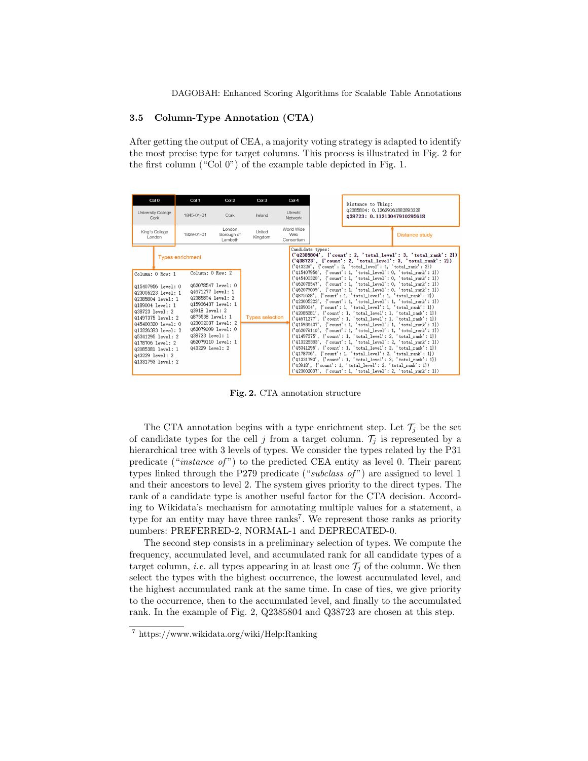### 3.5 Column-Type Annotation (CTA)

After getting the output of CEA, a majority voting strategy is adapted to identify the most precise type for target columns. This process is illustrated in Fig. 2 for the first column ("Col 0") of the example table depicted in Fig. 1.

**Fig. 2.** CTA annotation structure

The CTA annotation begins with a type enrichment step. Let $\mathcal{T}_j$ be the set of candidate types for the cell $j$ from a target column. $\mathcal{T}_j$ is represented by a hierarchical tree with 3 levels of types. We consider the types related by the P31 predicate ("*instance of*") to the predicted CEA entity as level 0. Their parent types linked through the P279 predicate ("*subclass of*") are assigned to level 1 and their ancestors to level 2. The system gives priority to the direct types. The rank of a candidate type is another useful factor for the CTA decision. According to Wikidata's mechanism for annotating multiple values for a statement, a type for an entity may have three ranks[7]. We represent those ranks as priority numbers: PREFERRED-2, NORMAL-1 and DEPRECATED-0.

The second step consists in a preliminary selection of types. We compute the frequency, accumulated level, and accumulated rank for all candidate types of a target column, *i.e.* all types appearing in at least one $\mathcal{T}_j$ of the column. We then select the types with the highest occurrence, the lowest accumulated level, and the highest accumulated rank at the same time. In case of ties, we give priority to the occurrence, then to the accumulated level, and finally to the accumulated rank. In the example of Fig. 2, Q2385804 and Q38723 are chosen at this step.

[7] https://www.wikidata.org/wiki/Help:Ranking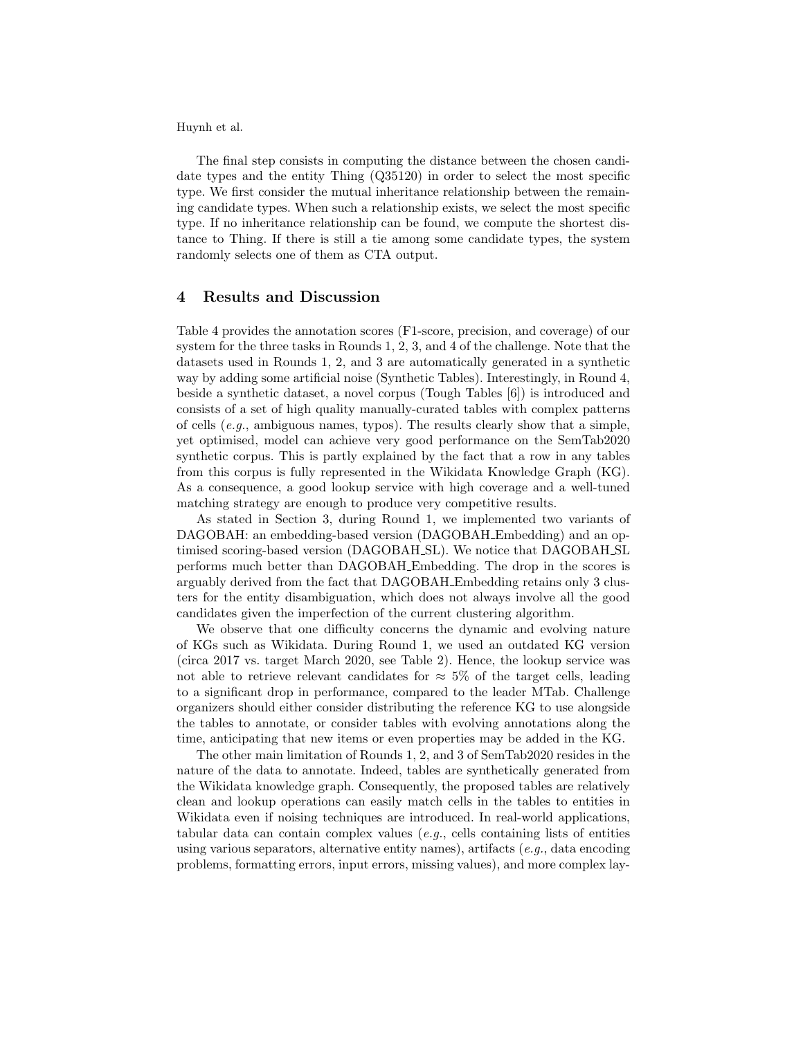The final step consists in computing the distance between the chosen candidate types and the entity Thing (Q35120) in order to select the most specific type. We first consider the mutual inheritance relationship between the remaining candidate types. When such a relationship exists, we select the most specific type. If no inheritance relationship can be found, we compute the shortest distance to Thing. If there is still a tie among some candidate types, the system randomly selects one of them as CTA output.

## 4 Results and Discussion

Table 4 provides the annotation scores (F1-score, precision, and coverage) of our system for the three tasks in Rounds 1, 2, 3, and 4 of the challenge. Note that the datasets used in Rounds 1, 2, and 3 are automatically generated in a synthetic way by adding some artificial noise (Synthetic Tables). Interestingly, in Round 4, beside a synthetic dataset, a novel corpus (Tough Tables [6]) is introduced and consists of a set of high quality manually-curated tables with complex patterns of cells (*e.g.*, ambiguous names, typos). The results clearly show that a simple, yet optimised, model can achieve very good performance on the SemTab2020 synthetic corpus. This is partly explained by the fact that a row in any tables from this corpus is fully represented in the Wikidata Knowledge Graph (KG). As a consequence, a good lookup service with high coverage and a well-tuned matching strategy are enough to produce very competitive results.

As stated in Section 3, during Round 1, we implemented two variants of DAGOBAH: an embedding-based version (DAGOBAH_Embedding) and an optimised scoring-based version (DAGOBAH_SL). We notice that DAGOBAH_SL performs much better than DAGOBAH_Embedding. The drop in the scores is arguably derived from the fact that DAGOBAH_Embedding retains only 3 clusters for the entity disambiguation, which does not always involve all the good candidates given the imperfection of the current clustering algorithm.

We observe that one difficulty concerns the dynamic and evolving nature of KGs such as Wikidata. During Round 1, we used an outdated KG version (circa 2017 vs. target March 2020, see Table 2). Hence, the lookup service was not able to retrieve relevant candidates for $\approx$ 5% of the target cells, leading to a significant drop in performance, compared to the leader MTab. Challenge organizers should either consider distributing the reference KG to use alongside the tables to annotate, or consider tables with evolving annotations along the time, anticipating that new items or even properties may be added in the KG.

The other main limitation of Rounds 1, 2, and 3 of SemTab2020 resides in the nature of the data to annotate. Indeed, tables are synthetically generated from the Wikidata knowledge graph. Consequently, the proposed tables are relatively clean and lookup operations can easily match cells in the tables to entities in Wikidata even if noising techniques are introduced. In real-world applications, tabular data can contain complex values (*e.g.*, cells containing lists of entities using various separators, alternative entity names), artifacts (*e.g.*, data encoding problems, formatting errors, input errors, missing values), and more complex lay-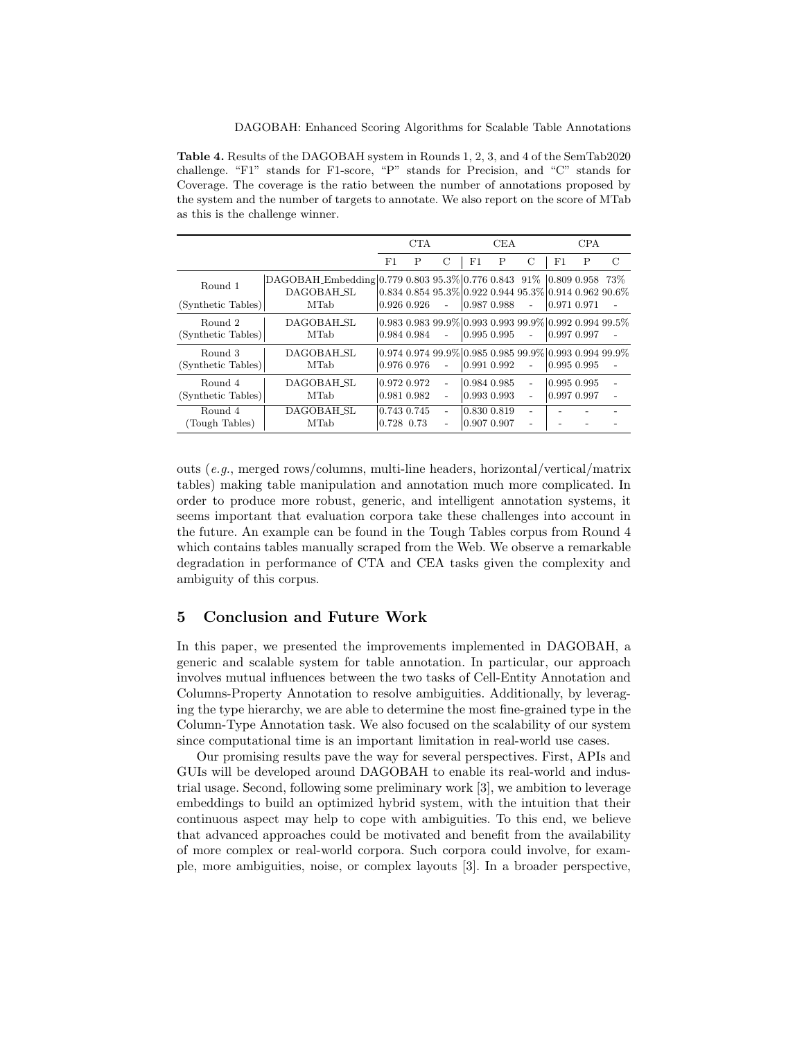**Table 4.** Results of the DAGOBAH system in Rounds 1, 2, 3, and 4 of the SemTab2020 challenge. "F1" stands for F1-score, "P" stands for Precision, and "C" stands for Coverage. The coverage is the ratio between the number of annotations proposed by the system and the number of targets to annotate. We also report on the score of MTab as this is the challenge winner.

| | | CTA | | | CEA | | | CPA | | |
|---|---|---|---|---|---|---|---|---|---|---|
| | | F1 | P | C | F1 | P | C | F1 | P | C |
| Round 1 (Synthetic Tables) | DAGOBAH_Embedding | 0.779 | 0.803 | 95.3% | 0.776 | 0.843 | 91% | 0.809 | 0.958 | 73% |
| | DAGOBAH_SL | 0.834 | 0.854 | 95.3% | 0.922 | 0.944 | 95.3% | 0.914 | 0.962 | 90.6% |
| | MTab | 0.926 | 0.926 | - | 0.987 | 0.988 | - | 0.971 | 0.971 | - |
| Round 2 (Synthetic Tables) | DAGOBAH_SL | 0.983 | 0.983 | 99.9% | 0.993 | 0.993 | 99.9% | 0.992 | 0.994 | 99.5% |
| | MTab | 0.984 | 0.984 | - | 0.995 | 0.995 | - | 0.997 | 0.997 | - |
| Round 3 (Synthetic Tables) | DAGOBAH_SL | 0.974 | 0.974 | 99.9% | 0.985 | 0.985 | 99.9% | 0.993 | 0.994 | 99.9% |
| | MTab | 0.976 | 0.976 | - | 0.991 | 0.992 | - | 0.995 | 0.995 | - |
| Round 4 (Synthetic Tables) | DAGOBAH_SL | 0.972 | 0.972 | - | 0.984 | 0.985 | - | 0.995 | 0.995 | - |
| | MTab | 0.981 | 0.982 | - | 0.993 | 0.993 | - | 0.997 | 0.997 | - |
| Round 4 (Tough Tables) | DAGOBAH_SL | 0.743 | 0.745 | - | 0.830 | 0.819 | - | - | - | - |
| | MTab | 0.728 | 0.73 | - | 0.907 | 0.907 | - | - | - | - |

outs (*e.g.*, merged rows/columns, multi-line headers, horizontal/vertical/matrix tables) making table manipulation and annotation much more complicated. In order to produce more robust, generic, and intelligent annotation systems, it seems important that evaluation corpora take these challenges into account in the future. An example can be found in the Tough Tables corpus from Round 4 which contains tables manually scraped from the Web. We observe a remarkable degradation in performance of CTA and CEA tasks given the complexity and ambiguity of this corpus.

## 5 Conclusion and Future Work

In this paper, we presented the improvements implemented in DAGOBAH, a generic and scalable system for table annotation. In particular, our approach involves mutual influences between the two tasks of Cell-Entity Annotation and Columns-Property Annotation to resolve ambiguities. Additionally, by leveraging the type hierarchy, we are able to determine the most fine-grained type in the Column-Type Annotation task. We also focused on the scalability of our system since computational time is an important limitation in real-world use cases.

Our promising results pave the way for several perspectives. First, APIs and GUIs will be developed around DAGOBAH to enable its real-world and industrial usage. Second, following some preliminary work [3], we ambition to leverage embeddings to build an optimized hybrid system, with the intuition that their continuous aspect may help to cope with ambiguities. To this end, we believe that advanced approaches could be motivated and benefit from the availability of more complex or real-world corpora. Such corpora could involve, for example, more ambiguities, noise, or complex layouts [3]. In a broader perspective,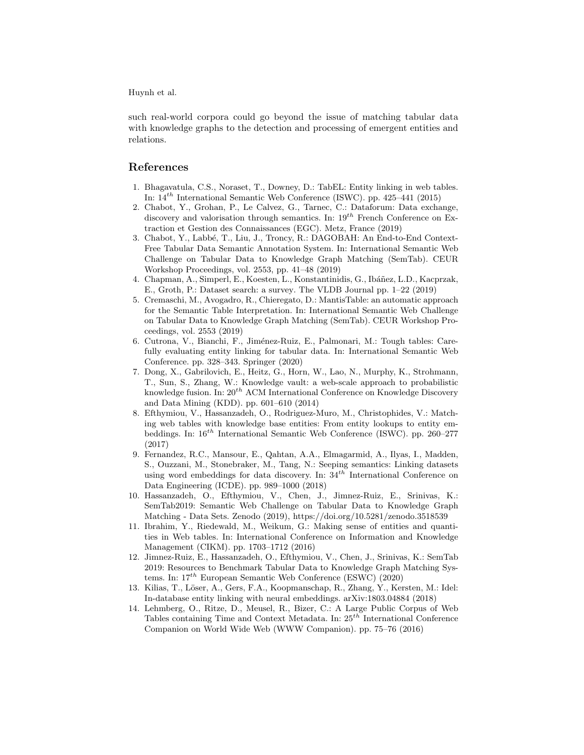such real-world corpora could go beyond the issue of matching tabular data with knowledge graphs to the detection and processing of emergent entities and relations.

## References

1. Bhagavatula, C.S., Noraset, T., Downey, D.: TabEL: Entity linking in web tables. In: $14^{th}$ International Semantic Web Conference (ISWC). pp. 425–441 (2015)
2. Chabot, Y., Grohan, P., Le Calvez, G., Tarnec, C.: Dataforum: Data exchange, discovery and valorisation through semantics. In: $19^{th}$ French Conference on Extraction et Gestion des Connaissances (EGC). Metz, France (2019)
3. Chabot, Y., Labbé, T., Liu, J., Troncy, R.: DAGOBAH: An End-to-End Context-Free Tabular Data Semantic Annotation System. In: International Semantic Web Challenge on Tabular Data to Knowledge Graph Matching (SemTab). CEUR Workshop Proceedings, vol. 2553, pp. 41–48 (2019)
4. Chapman, A., Simperl, E., Koesten, L., Konstantinidis, G., Ibáñez, L.D., Kacprzak, E., Groth, P.: Dataset search: a survey. The VLDB Journal pp. 1–22 (2019)
5. Cremaschi, M., Avogadro, R., Chieregato, D.: MantisTable: an automatic approach for the Semantic Table Interpretation. In: International Semantic Web Challenge on Tabular Data to Knowledge Graph Matching (SemTab). CEUR Workshop Proceedings, vol. 2553 (2019)
6. Cutrona, V., Bianchi, F., Jiménez-Ruiz, E., Palmonari, M.: Tough tables: Carefully evaluating entity linking for tabular data. In: International Semantic Web Conference. pp. 328–343. Springer (2020)
7. Dong, X., Gabrilovich, E., Heitz, G., Horn, W., Lao, N., Murphy, K., Strohmann, T., Sun, S., Zhang, W.: Knowledge vault: a web-scale approach to probabilistic knowledge fusion. In: $20^{th}$ ACM International Conference on Knowledge Discovery and Data Mining (KDD). pp. 601–610 (2014)
8. Efthymiou, V., Hassanzadeh, O., Rodriguez-Muro, M., Christophides, V.: Matching web tables with knowledge base entities: From entity lookups to entity embeddings. In: $16^{th}$ International Semantic Web Conference (ISWC). pp. 260–277 (2017)
9. Fernandez, R.C., Mansour, E., Qahtan, A.A., Elmagarmid, A., Ilyas, I., Madden, S., Ouzzani, M., Stonebraker, M., Tang, N.: Seeping semantics: Linking datasets using word embeddings for data discovery. In: $34^{th}$ International Conference on Data Engineering (ICDE). pp. 989–1000 (2018)
10. Hassanzadeh, O., Efthymiou, V., Chen, J., Jimnez-Ruiz, E., Srinivas, K.: SemTab2019: Semantic Web Challenge on Tabular Data to Knowledge Graph Matching - Data Sets. Zenodo (2019), https://doi.org/10.5281/zenodo.3518539
11. Ibrahim, Y., Riedewald, M., Weikum, G.: Making sense of entities and quantities in Web tables. In: International Conference on Information and Knowledge Management (CIKM). pp. 1703–1712 (2016)
12. Jimnez-Ruiz, E., Hassanzadeh, O., Efthymiou, V., Chen, J., Srinivas, K.: SemTab 2019: Resources to Benchmark Tabular Data to Knowledge Graph Matching Systems. In: $17^{th}$ European Semantic Web Conference (ESWC) (2020)
13. Kilias, T., Löser, A., Gers, F.A., Koopmanschap, R., Zhang, Y., Kersten, M.: Idel: In-database entity linking with neural embeddings. arXiv:1803.04884 (2018)
14. Lehmberg, O., Ritze, D., Meusel, R., Bizer, C.: A Large Public Corpus of Web Tables containing Time and Context Metadata. In: $25^{th}$ International Conference Companion on World Wide Web (WWW Companion). pp. 75–76 (2016)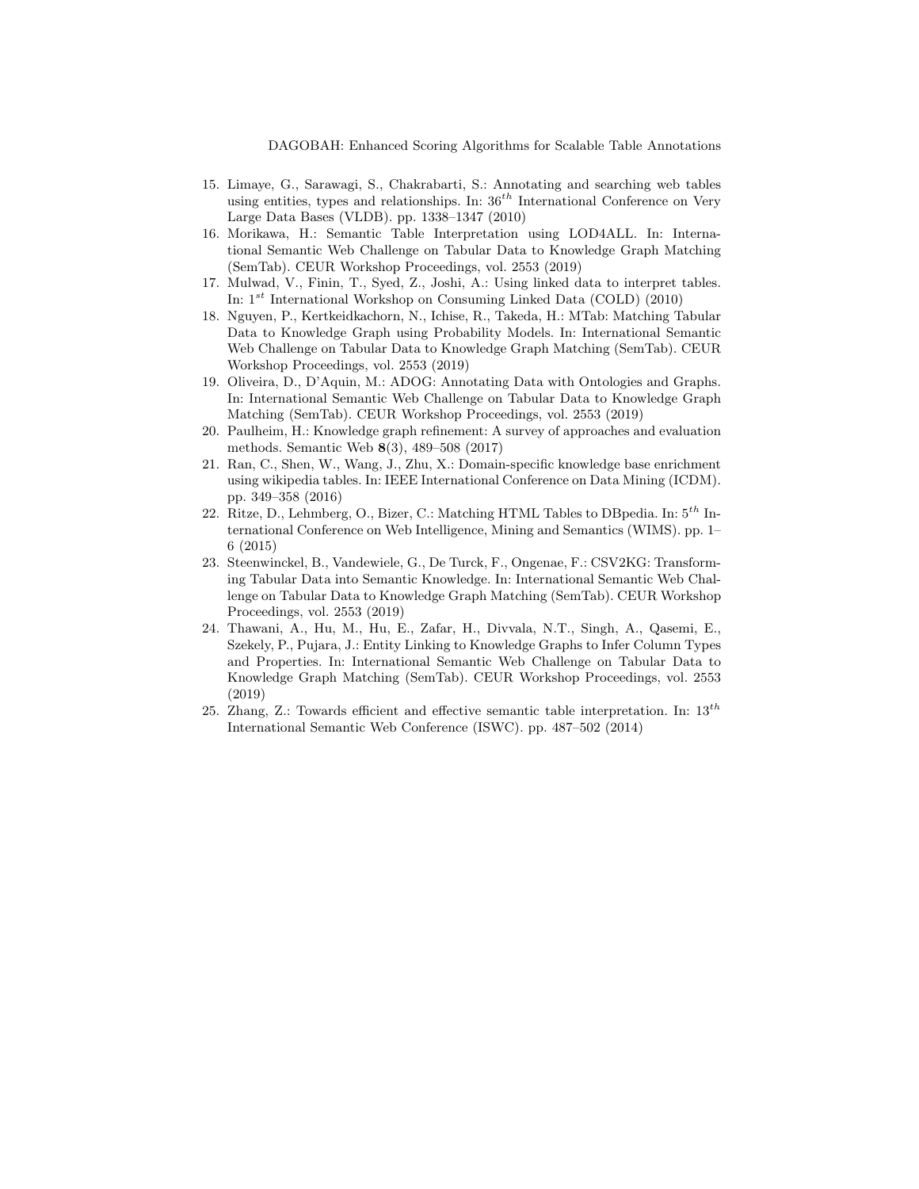15. Limaye, G., Sarawagi, S., Chakrabarti, S.: Annotating and searching web tables using entities, types and relationships. In: $36^{th}$ International Conference on Very Large Data Bases (VLDB). pp. 1338–1347 (2010)
16. Morikawa, H.: Semantic Table Interpretation using LOD4ALL. In: International Semantic Web Challenge on Tabular Data to Knowledge Graph Matching (SemTab). CEUR Workshop Proceedings, vol. 2553 (2019)
17. Mulwad, V., Finin, T., Syed, Z., Joshi, A.: Using linked data to interpret tables. In: $1^{st}$ International Workshop on Consuming Linked Data (COLD) (2010)
18. Nguyen, P., Kertkeidkachorn, N., Ichise, R., Takeda, H.: MTab: Matching Tabular Data to Knowledge Graph using Probability Models. In: International Semantic Web Challenge on Tabular Data to Knowledge Graph Matching (SemTab). CEUR Workshop Proceedings, vol. 2553 (2019)
19. Oliveira, D., D'Aquin, M.: ADOG: Annotating Data with Ontologies and Graphs. In: International Semantic Web Challenge on Tabular Data to Knowledge Graph Matching (SemTab). CEUR Workshop Proceedings, vol. 2553 (2019)
20. Paulheim, H.: Knowledge graph refinement: A survey of approaches and evaluation methods. Semantic Web **8**(3), 489–508 (2017)
21. Ran, C., Shen, W., Wang, J., Zhu, X.: Domain-specific knowledge base enrichment using wikipedia tables. In: IEEE International Conference on Data Mining (ICDM). pp. 349–358 (2016)
22. Ritze, D., Lehmberg, O., Bizer, C.: Matching HTML Tables to DBpedia. In: $5^{th}$ International Conference on Web Intelligence, Mining and Semantics (WIMS). pp. 1–6 (2015)
23. Steenwinckel, B., Vandewiele, G., De Turck, F., Ongenae, F.: CSV2KG: Transforming Tabular Data into Semantic Knowledge. In: International Semantic Web Challenge on Tabular Data to Knowledge Graph Matching (SemTab). CEUR Workshop Proceedings, vol. 2553 (2019)
24. Thawani, A., Hu, M., Hu, E., Zafar, H., Divvala, N.T., Singh, A., Qasemi, E., Szekely, P., Pujara, J.: Entity Linking to Knowledge Graphs to Infer Column Types and Properties. In: International Semantic Web Challenge on Tabular Data to Knowledge Graph Matching (SemTab). CEUR Workshop Proceedings, vol. 2553 (2019)
25. Zhang, Z.: Towards efficient and effective semantic table interpretation. In: $13^{th}$ International Semantic Web Conference (ISWC). pp. 487–502 (2014)